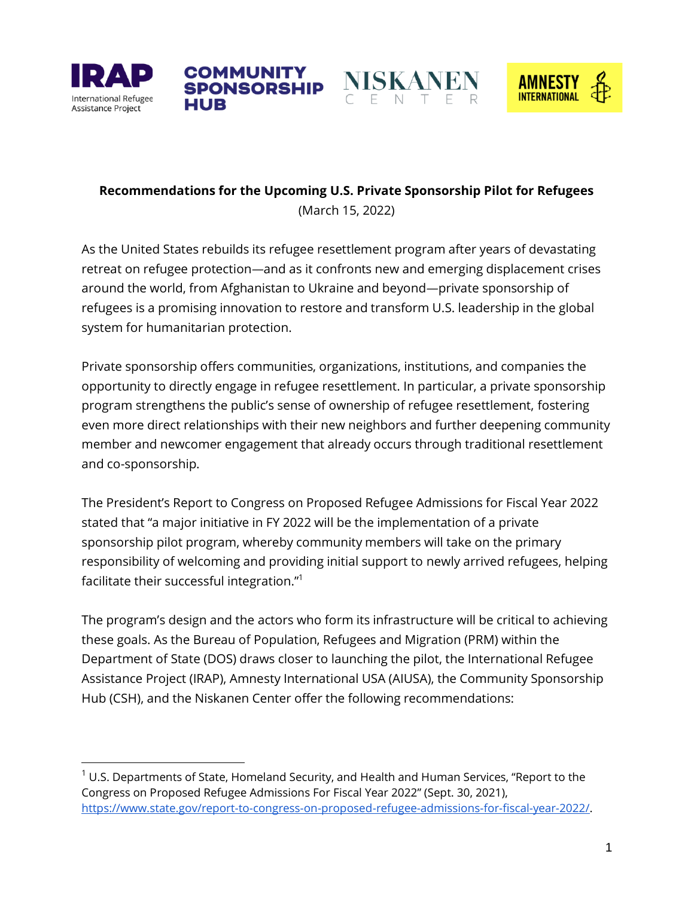**Recommendations for the Upcoming U.S. Private Sponsorship Pilot for Refugees**
(March 15, 2022)

As the United States rebuilds its refugee resettlement program after years of devastating retreat on refugee protection—and as it confronts new and emerging displacement crises around the world, from Afghanistan to Ukraine and beyond—private sponsorship of refugees is a promising innovation to restore and transform U.S. leadership in the global system for humanitarian protection.

Private sponsorship offers communities, organizations, institutions, and companies the opportunity to directly engage in refugee resettlement. In particular, a private sponsorship program strengthens the public's sense of ownership of refugee resettlement, fostering even more direct relationships with their new neighbors and further deepening community member and newcomer engagement that already occurs through traditional resettlement and co-sponsorship.

The President's Report to Congress on Proposed Refugee Admissions for Fiscal Year 2022 stated that "a major initiative in FY 2022 will be the implementation of a private sponsorship pilot program, whereby community members will take on the primary responsibility of welcoming and providing initial support to newly arrived refugees, helping facilitate their successful integration."[1]

The program's design and the actors who form its infrastructure will be critical to achieving these goals. As the Bureau of Population, Refugees and Migration (PRM) within the Department of State (DOS) draws closer to launching the pilot, the International Refugee Assistance Project (IRAP), Amnesty International USA (AIUSA), the Community Sponsorship Hub (CSH), and the Niskanen Center offer the following recommendations:

---

[1] U.S. Departments of State, Homeland Security, and Health and Human Services, "Report to the Congress on Proposed Refugee Admissions For Fiscal Year 2022" (Sept. 30, 2021), https://www.state.gov/report-to-congress-on-proposed-refugee-admissions-for-fiscal-year-2022/.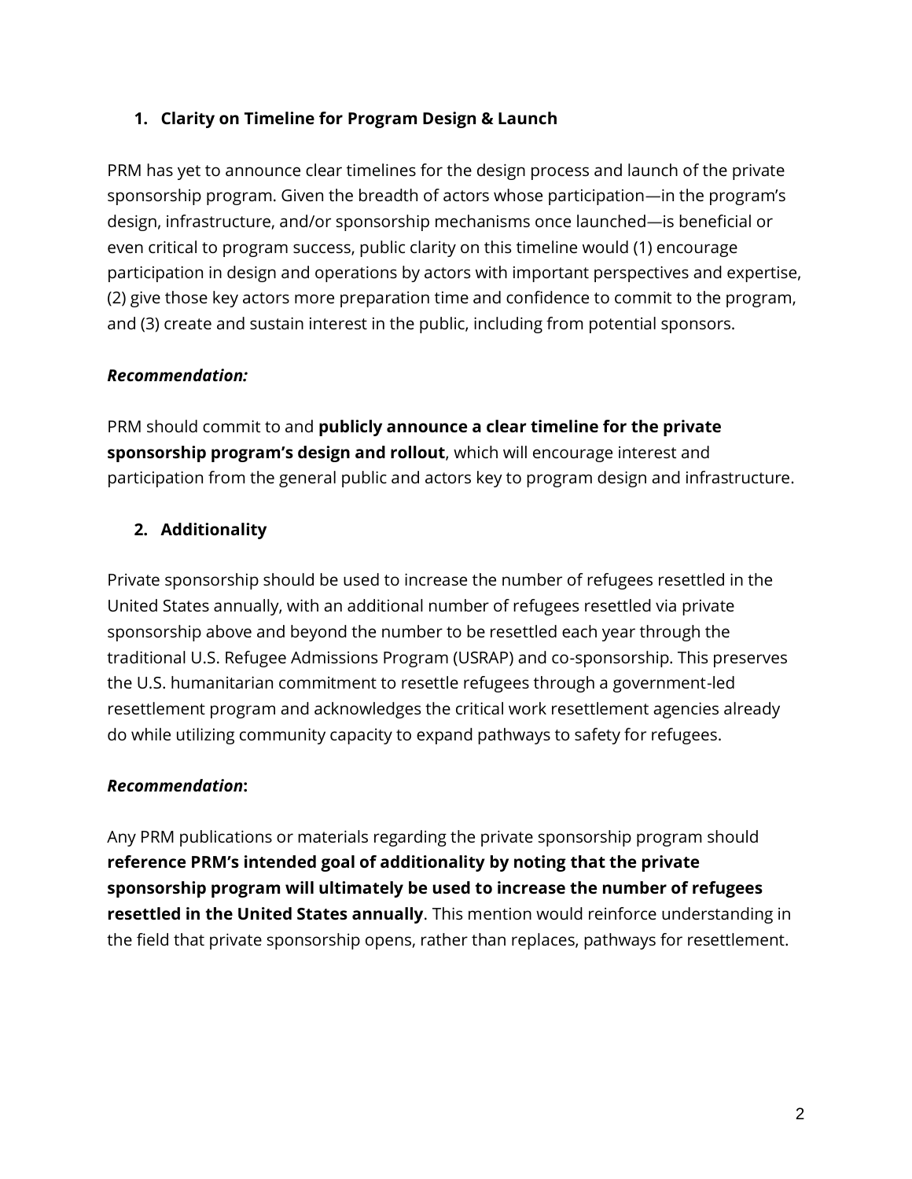## 1. Clarity on Timeline for Program Design & Launch

PRM has yet to announce clear timelines for the design process and launch of the private sponsorship program. Given the breadth of actors whose participation—in the program's design, infrastructure, and/or sponsorship mechanisms once launched—is beneficial or even critical to program success, public clarity on this timeline would (1) encourage participation in design and operations by actors with important perspectives and expertise, (2) give those key actors more preparation time and confidence to commit to the program, and (3) create and sustain interest in the public, including from potential sponsors.

***Recommendation:***

PRM should commit to and **publicly announce a clear timeline for the private sponsorship program's design and rollout**, which will encourage interest and participation from the general public and actors key to program design and infrastructure.

## 2. Additionality

Private sponsorship should be used to increase the number of refugees resettled in the United States annually, with an additional number of refugees resettled via private sponsorship above and beyond the number to be resettled each year through the traditional U.S. Refugee Admissions Program (USRAP) and co-sponsorship. This preserves the U.S. humanitarian commitment to resettle refugees through a government-led resettlement program and acknowledges the critical work resettlement agencies already do while utilizing community capacity to expand pathways to safety for refugees.

***Recommendation*:**

Any PRM publications or materials regarding the private sponsorship program should **reference PRM's intended goal of additionality by noting that the private sponsorship program will ultimately be used to increase the number of refugees resettled in the United States annually**. This mention would reinforce understanding in the field that private sponsorship opens, rather than replaces, pathways for resettlement.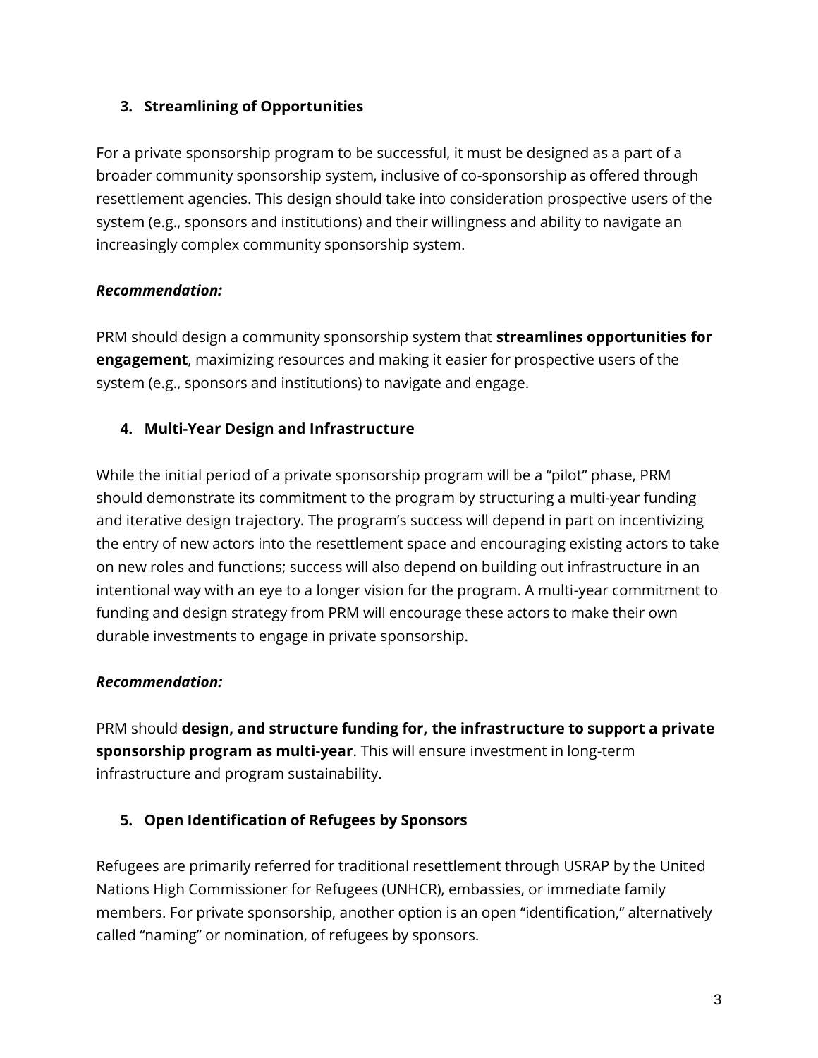## 3. Streamlining of Opportunities

For a private sponsorship program to be successful, it must be designed as a part of a broader community sponsorship system, inclusive of co-sponsorship as offered through resettlement agencies. This design should take into consideration prospective users of the system (e.g., sponsors and institutions) and their willingness and ability to navigate an increasingly complex community sponsorship system.

***Recommendation:***

PRM should design a community sponsorship system that **streamlines opportunities for engagement**, maximizing resources and making it easier for prospective users of the system (e.g., sponsors and institutions) to navigate and engage.

## 4. Multi-Year Design and Infrastructure

While the initial period of a private sponsorship program will be a "pilot" phase, PRM should demonstrate its commitment to the program by structuring a multi-year funding and iterative design trajectory. The program's success will depend in part on incentivizing the entry of new actors into the resettlement space and encouraging existing actors to take on new roles and functions; success will also depend on building out infrastructure in an intentional way with an eye to a longer vision for the program. A multi-year commitment to funding and design strategy from PRM will encourage these actors to make their own durable investments to engage in private sponsorship.

***Recommendation:***

PRM should **design, and structure funding for, the infrastructure to support a private sponsorship program as multi-year**. This will ensure investment in long-term infrastructure and program sustainability.

## 5. Open Identification of Refugees by Sponsors

Refugees are primarily referred for traditional resettlement through USRAP by the United Nations High Commissioner for Refugees (UNHCR), embassies, or immediate family members. For private sponsorship, another option is an open "identification," alternatively called "naming" or nomination, of refugees by sponsors.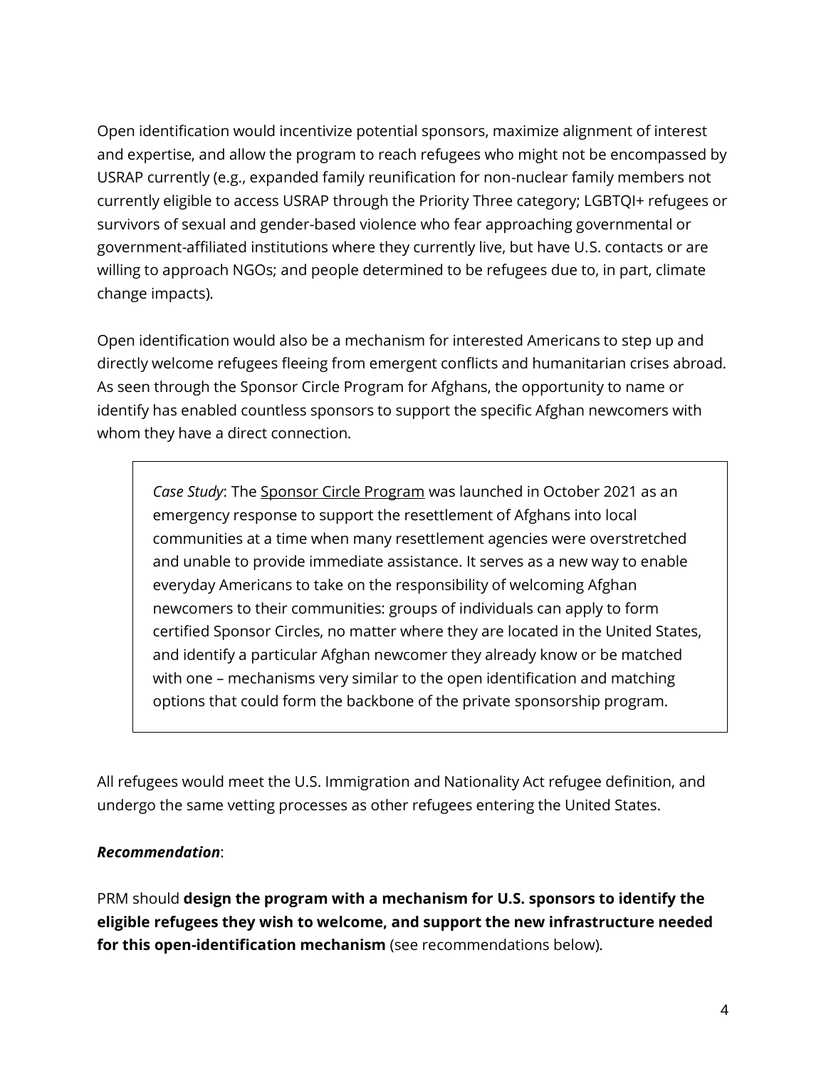Open identification would incentivize potential sponsors, maximize alignment of interest and expertise, and allow the program to reach refugees who might not be encompassed by USRAP currently (e.g., expanded family reunification for non-nuclear family members not currently eligible to access USRAP through the Priority Three category; LGBTQI+ refugees or survivors of sexual and gender-based violence who fear approaching governmental or government-affiliated institutions where they currently live, but have U.S. contacts or are willing to approach NGOs; and people determined to be refugees due to, in part, climate change impacts).

Open identification would also be a mechanism for interested Americans to step up and directly welcome refugees fleeing from emergent conflicts and humanitarian crises abroad. As seen through the Sponsor Circle Program for Afghans, the opportunity to name or identify has enabled countless sponsors to support the specific Afghan newcomers with whom they have a direct connection.

> *Case Study*: The Sponsor Circle Program was launched in October 2021 as an emergency response to support the resettlement of Afghans into local communities at a time when many resettlement agencies were overstretched and unable to provide immediate assistance. It serves as a new way to enable everyday Americans to take on the responsibility of welcoming Afghan newcomers to their communities: groups of individuals can apply to form certified Sponsor Circles, no matter where they are located in the United States, and identify a particular Afghan newcomer they already know or be matched with one – mechanisms very similar to the open identification and matching options that could form the backbone of the private sponsorship program.

All refugees would meet the U.S. Immigration and Nationality Act refugee definition, and undergo the same vetting processes as other refugees entering the United States.

***Recommendation***:

PRM should **design the program with a mechanism for U.S. sponsors to identify the eligible refugees they wish to welcome, and support the new infrastructure needed for this open-identification mechanism** (see recommendations below).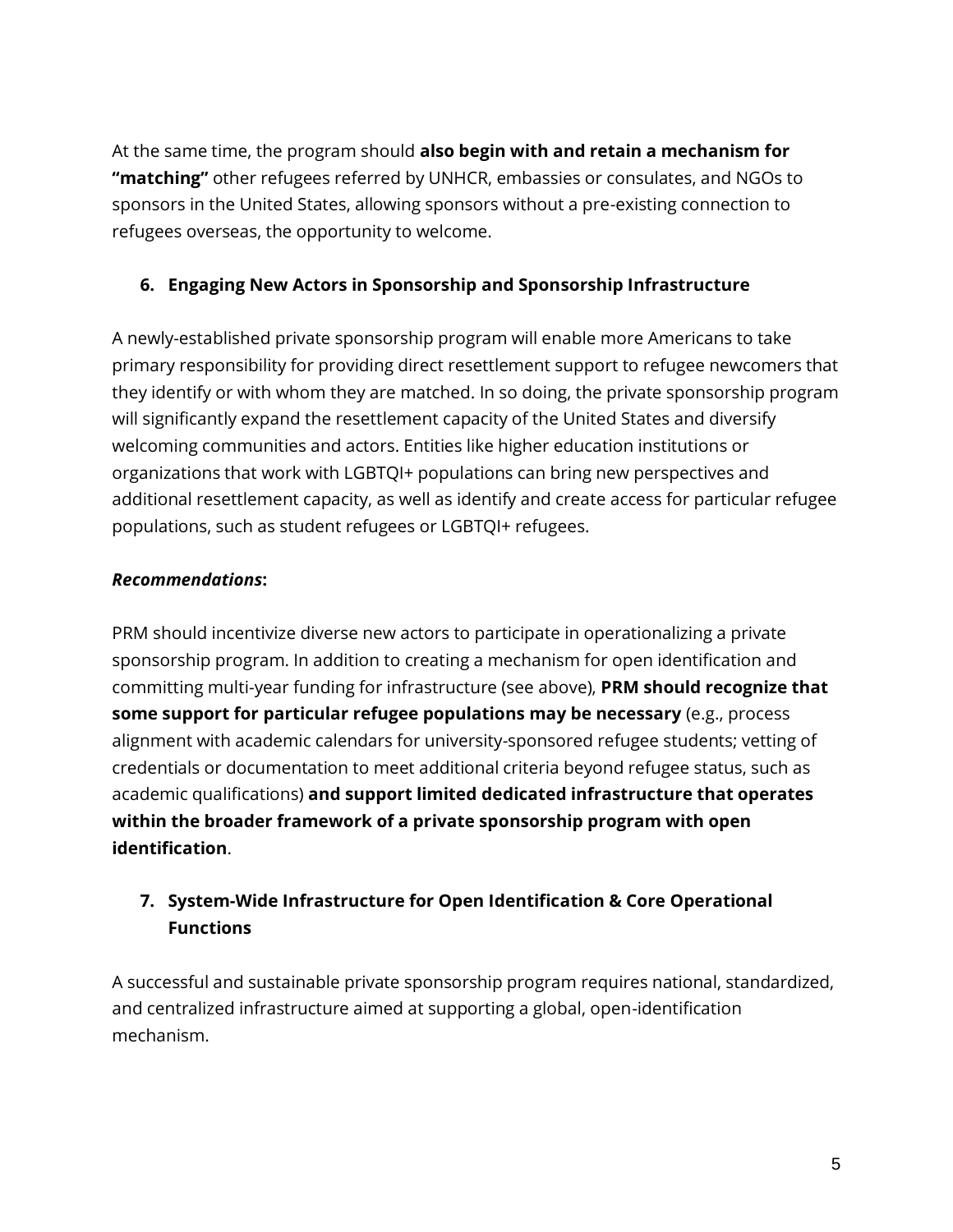At the same time, the program should **also begin with and retain a mechanism for "matching"** other refugees referred by UNHCR, embassies or consulates, and NGOs to sponsors in the United States, allowing sponsors without a pre-existing connection to refugees overseas, the opportunity to welcome.

### 6. Engaging New Actors in Sponsorship and Sponsorship Infrastructure

A newly-established private sponsorship program will enable more Americans to take primary responsibility for providing direct resettlement support to refugee newcomers that they identify or with whom they are matched. In so doing, the private sponsorship program will significantly expand the resettlement capacity of the United States and diversify welcoming communities and actors. Entities like higher education institutions or organizations that work with LGBTQI+ populations can bring new perspectives and additional resettlement capacity, as well as identify and create access for particular refugee populations, such as student refugees or LGBTQI+ refugees.

***Recommendations*:**

PRM should incentivize diverse new actors to participate in operationalizing a private sponsorship program. In addition to creating a mechanism for open identification and committing multi-year funding for infrastructure (see above), **PRM should recognize that some support for particular refugee populations may be necessary** (e.g., process alignment with academic calendars for university-sponsored refugee students; vetting of credentials or documentation to meet additional criteria beyond refugee status, such as academic qualifications) **and support limited dedicated infrastructure that operates within the broader framework of a private sponsorship program with open identification**.

### 7. System-Wide Infrastructure for Open Identification & Core Operational Functions

A successful and sustainable private sponsorship program requires national, standardized, and centralized infrastructure aimed at supporting a global, open-identification mechanism.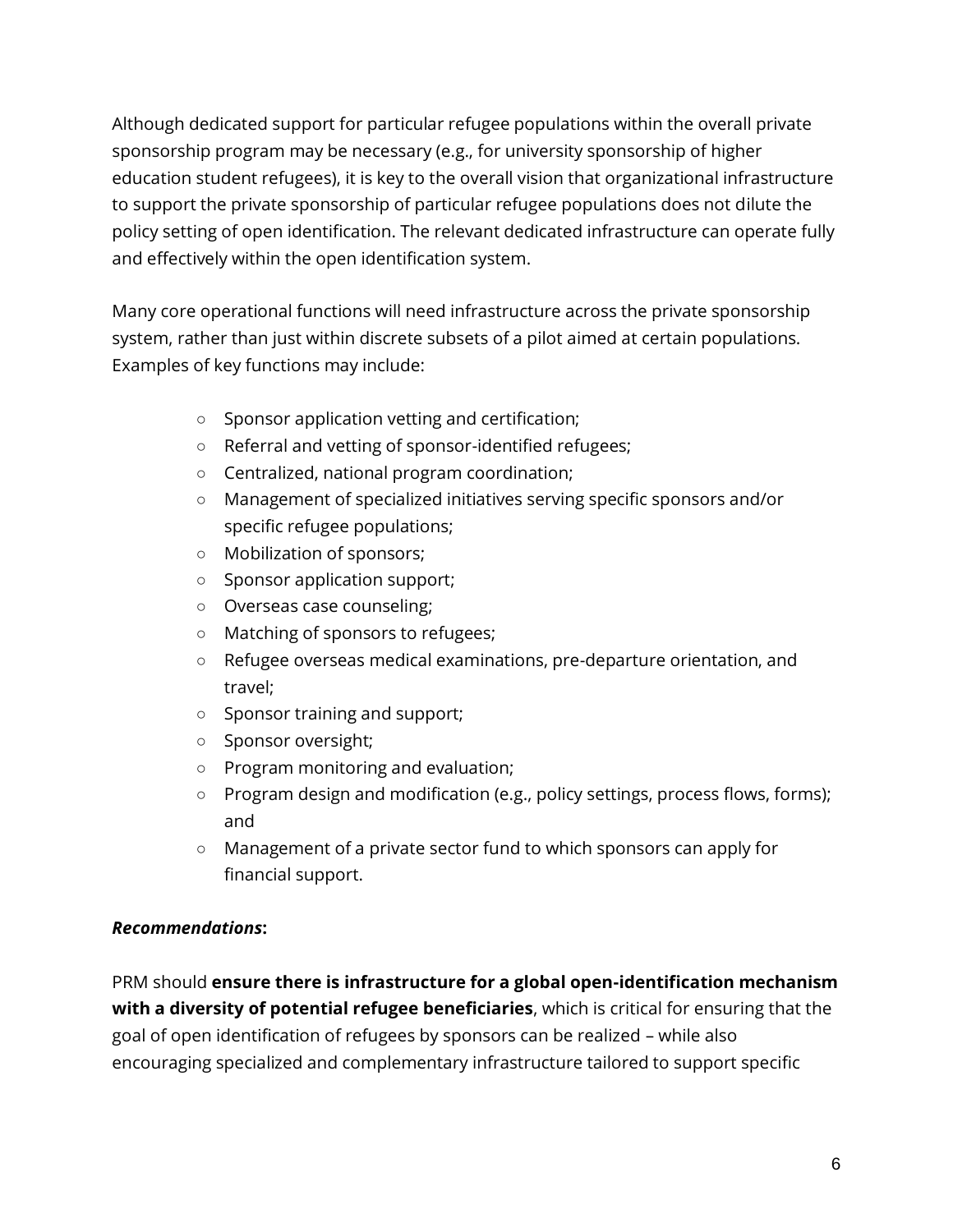Although dedicated support for particular refugee populations within the overall private sponsorship program may be necessary (e.g., for university sponsorship of higher education student refugees), it is key to the overall vision that organizational infrastructure to support the private sponsorship of particular refugee populations does not dilute the policy setting of open identification. The relevant dedicated infrastructure can operate fully and effectively within the open identification system.

Many core operational functions will need infrastructure across the private sponsorship system, rather than just within discrete subsets of a pilot aimed at certain populations. Examples of key functions may include:

- Sponsor application vetting and certification;
- Referral and vetting of sponsor-identified refugees;
- Centralized, national program coordination;
- Management of specialized initiatives serving specific sponsors and/or specific refugee populations;
- Mobilization of sponsors;
- Sponsor application support;
- Overseas case counseling;
- Matching of sponsors to refugees;
- Refugee overseas medical examinations, pre-departure orientation, and travel;
- Sponsor training and support;
- Sponsor oversight;
- Program monitoring and evaluation;
- Program design and modification (e.g., policy settings, process flows, forms); and
- Management of a private sector fund to which sponsors can apply for financial support.

***Recommendations*:**

PRM should **ensure there is infrastructure for a global open-identification mechanism with a diversity of potential refugee beneficiaries**, which is critical for ensuring that the goal of open identification of refugees by sponsors can be realized – while also encouraging specialized and complementary infrastructure tailored to support specific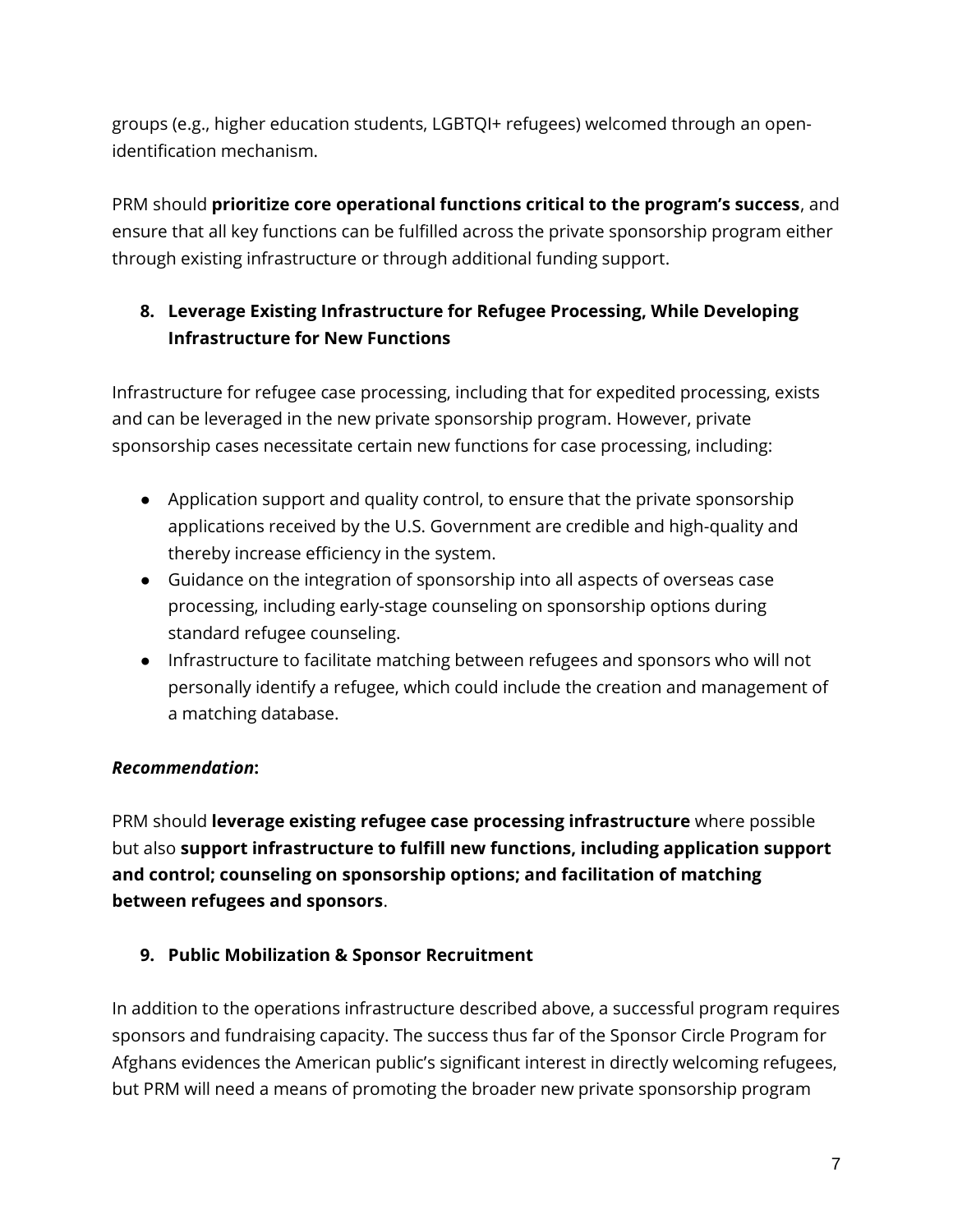groups (e.g., higher education students, LGBTQI+ refugees) welcomed through an open-identification mechanism.

PRM should **prioritize core operational functions critical to the program's success**, and ensure that all key functions can be fulfilled across the private sponsorship program either through existing infrastructure or through additional funding support.

### 8. Leverage Existing Infrastructure for Refugee Processing, While Developing Infrastructure for New Functions

Infrastructure for refugee case processing, including that for expedited processing, exists and can be leveraged in the new private sponsorship program. However, private sponsorship cases necessitate certain new functions for case processing, including:

- Application support and quality control, to ensure that the private sponsorship applications received by the U.S. Government are credible and high-quality and thereby increase efficiency in the system.
- Guidance on the integration of sponsorship into all aspects of overseas case processing, including early-stage counseling on sponsorship options during standard refugee counseling.
- Infrastructure to facilitate matching between refugees and sponsors who will not personally identify a refugee, which could include the creation and management of a matching database.

***Recommendation*:**

PRM should **leverage existing refugee case processing infrastructure** where possible but also **support infrastructure to fulfill new functions, including application support and control; counseling on sponsorship options; and facilitation of matching between refugees and sponsors**.

### 9. Public Mobilization & Sponsor Recruitment

In addition to the operations infrastructure described above, a successful program requires sponsors and fundraising capacity. The success thus far of the Sponsor Circle Program for Afghans evidences the American public's significant interest in directly welcoming refugees, but PRM will need a means of promoting the broader new private sponsorship program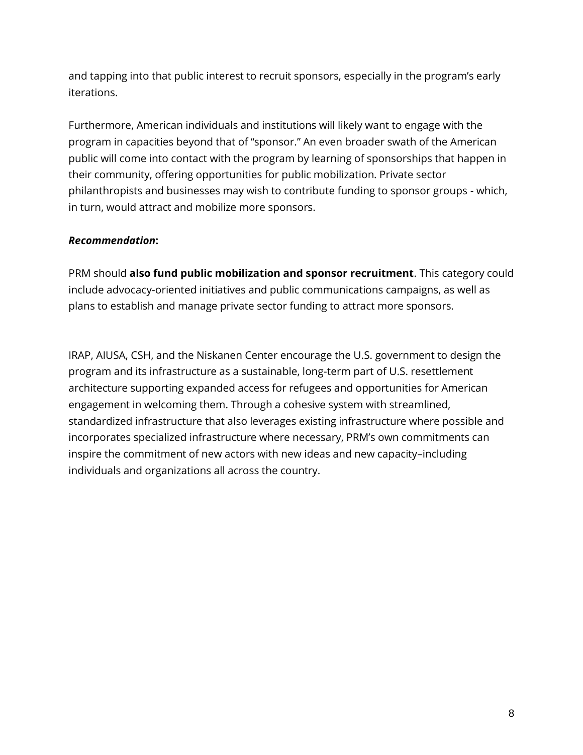and tapping into that public interest to recruit sponsors, especially in the program's early iterations.

Furthermore, American individuals and institutions will likely want to engage with the program in capacities beyond that of "sponsor." An even broader swath of the American public will come into contact with the program by learning of sponsorships that happen in their community, offering opportunities for public mobilization. Private sector philanthropists and businesses may wish to contribute funding to sponsor groups - which, in turn, would attract and mobilize more sponsors.

***Recommendation*:**

PRM should **also fund public mobilization and sponsor recruitment**. This category could include advocacy-oriented initiatives and public communications campaigns, as well as plans to establish and manage private sector funding to attract more sponsors.

IRAP, AIUSA, CSH, and the Niskanen Center encourage the U.S. government to design the program and its infrastructure as a sustainable, long-term part of U.S. resettlement architecture supporting expanded access for refugees and opportunities for American engagement in welcoming them. Through a cohesive system with streamlined, standardized infrastructure that also leverages existing infrastructure where possible and incorporates specialized infrastructure where necessary, PRM's own commitments can inspire the commitment of new actors with new ideas and new capacity–including individuals and organizations all across the country.